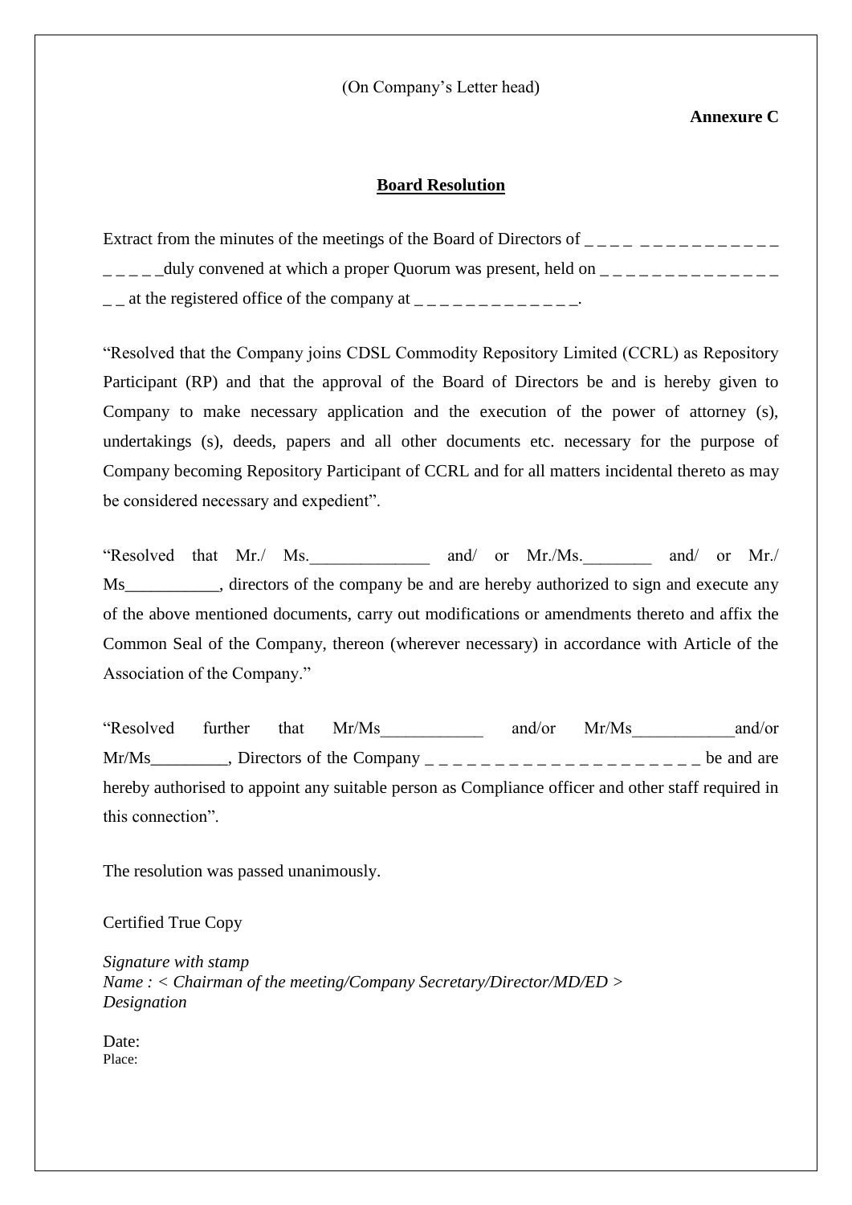(On Company's Letter head)

**Annexure C**

## Board Resolution

Extract from the minutes of the meetings of the Board of Directors of _ _ _ _ _ _ _ _ _ _ _ _ _ _ _ _ _ _ _ _ _duly convened at which a proper Quorum was present, held on _ _ _ _ _ _ _ _ _ _ _ _ _ _ _ _ at the registered office of the company at _ _ _ _ _ _ _ _ _ _ _ _ _ _.

"Resolved that the Company joins CDSL Commodity Repository Limited (CCRL) as Repository Participant (RP) and that the approval of the Board of Directors be and is hereby given to Company to make necessary application and the execution of the power of attorney (s), undertakings (s), deeds, papers and all other documents etc. necessary for the purpose of Company becoming Repository Participant of CCRL and for all matters incidental thereto as may be considered necessary and expedient".

"Resolved that Mr./ Ms.______________ and/ or Mr./Ms.________ and/ or Mr./ Ms___________, directors of the company be and are hereby authorized to sign and execute any of the above mentioned documents, carry out modifications or amendments thereto and affix the Common Seal of the Company, thereon (wherever necessary) in accordance with Article of the Association of the Company."

"Resolved further that Mr/Ms____________ and/or Mr/Ms____________and/or Mr/Ms_________, Directors of the Company _ _ _ _ _ _ _ _ _ _ _ _ _ _ _ _ _ _ _ _ _ be and are hereby authorised to appoint any suitable person as Compliance officer and other staff required in this connection".

The resolution was passed unanimously.

Certified True Copy

*Signature with stamp*
*Name : < Chairman of the meeting/Company Secretary/Director/MD/ED >*
*Designation*

Date:
Place: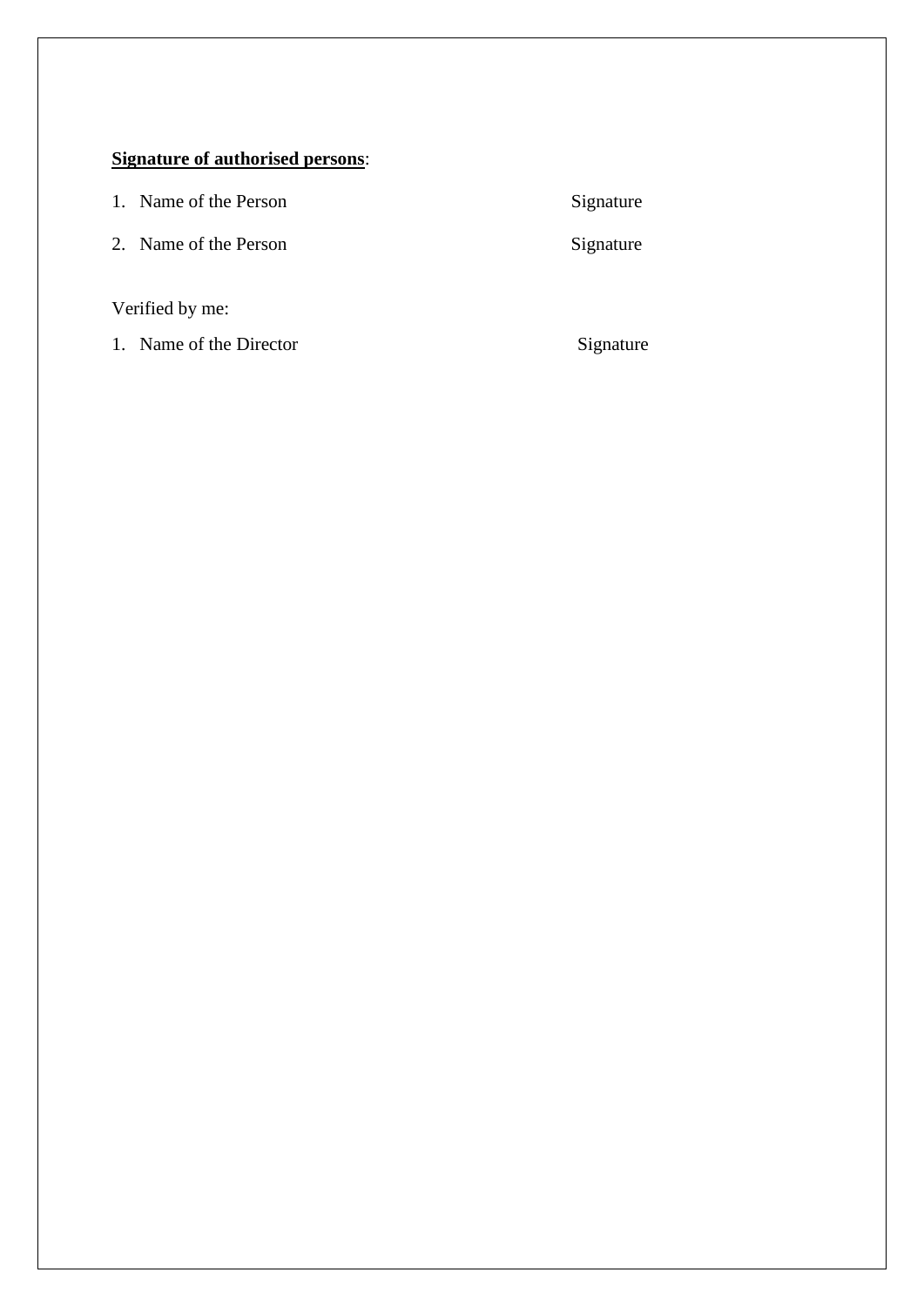**<u>Signature of authorised persons</u>**:

1. Name of the Person Signature
2. Name of the Person Signature

Verified by me:

1. Name of the Director Signature